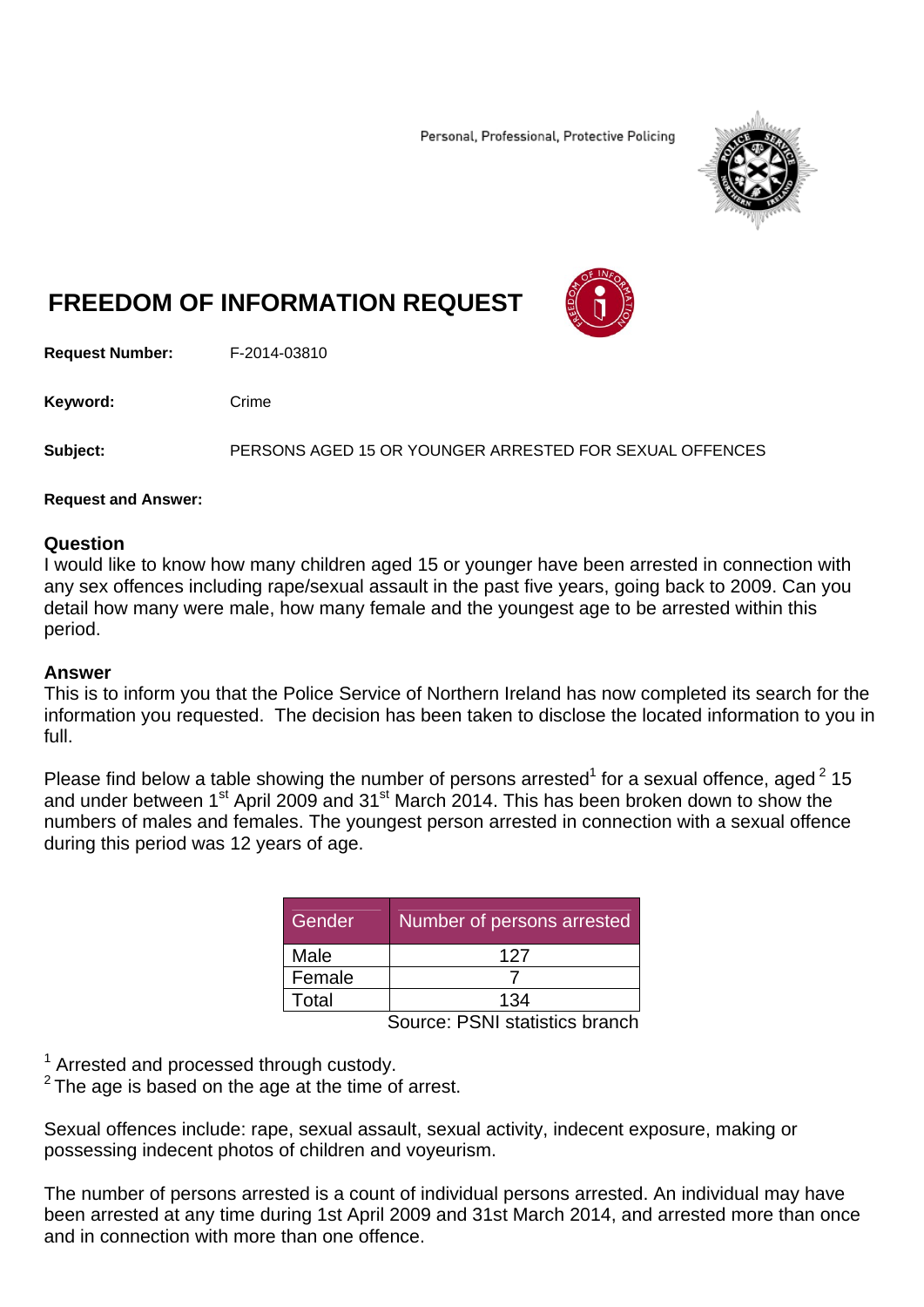Personal, Professional, Protective Policing

# FREEDOM OF INFORMATION REQUEST

**Request Number:** F-2014-03810

**Keyword:** Crime

**Subject:** PERSONS AGED 15 OR YOUNGER ARRESTED FOR SEXUAL OFFENCES

**Request and Answer:**

## Question

I would like to know how many children aged 15 or younger have been arrested in connection with any sex offences including rape/sexual assault in the past five years, going back to 2009. Can you detail how many were male, how many female and the youngest age to be arrested within this period.

## Answer

This is to inform you that the Police Service of Northern Ireland has now completed its search for the information you requested. The decision has been taken to disclose the located information to you in full.

Please find below a table showing the number of persons arrested[1] for a sexual offence, aged [2] 15 and under between 1st April 2009 and 31st March 2014. This has been broken down to show the numbers of males and females. The youngest person arrested in connection with a sexual offence during this period was 12 years of age.

| Gender | Number of persons arrested |
|---|---|
| Male | 127 |
| Female | 7 |
| Total | 134 |

Source: PSNI statistics branch

[1] Arrested and processed through custody.
[2] The age is based on the age at the time of arrest.

Sexual offences include: rape, sexual assault, sexual activity, indecent exposure, making or possessing indecent photos of children and voyeurism.

The number of persons arrested is a count of individual persons arrested. An individual may have been arrested at any time during 1st April 2009 and 31st March 2014, and arrested more than once and in connection with more than one offence.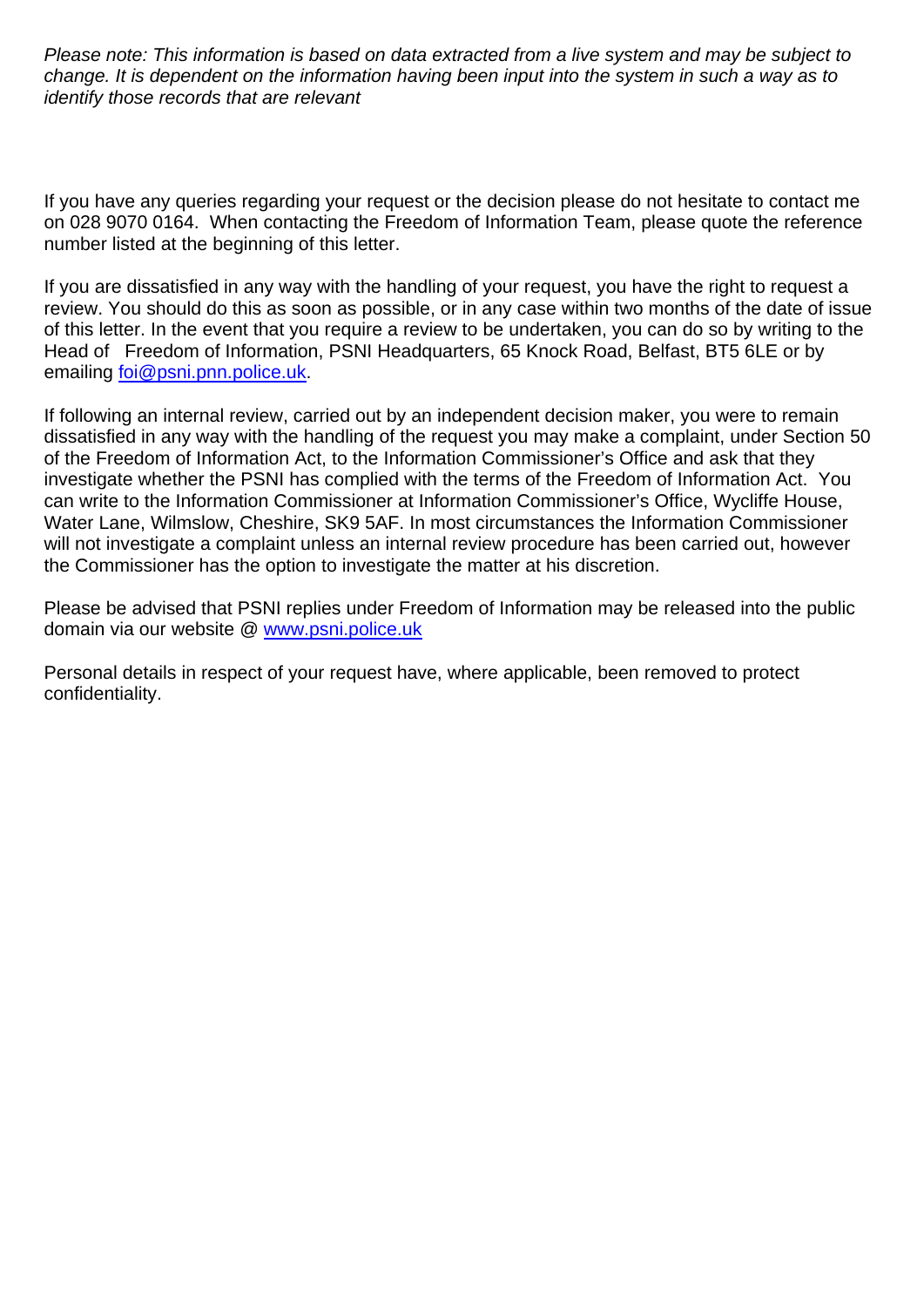*Please note: This information is based on data extracted from a live system and may be subject to change. It is dependent on the information having been input into the system in such a way as to identify those records that are relevant*

If you have any queries regarding your request or the decision please do not hesitate to contact me on 028 9070 0164. When contacting the Freedom of Information Team, please quote the reference number listed at the beginning of this letter.

If you are dissatisfied in any way with the handling of your request, you have the right to request a review. You should do this as soon as possible, or in any case within two months of the date of issue of this letter. In the event that you require a review to be undertaken, you can do so by writing to the Head of Freedom of Information, PSNI Headquarters, 65 Knock Road, Belfast, BT5 6LE or by emailing foi@psni.pnn.police.uk.

If following an internal review, carried out by an independent decision maker, you were to remain dissatisfied in any way with the handling of the request you may make a complaint, under Section 50 of the Freedom of Information Act, to the Information Commissioner's Office and ask that they investigate whether the PSNI has complied with the terms of the Freedom of Information Act. You can write to the Information Commissioner at Information Commissioner's Office, Wycliffe House, Water Lane, Wilmslow, Cheshire, SK9 5AF. In most circumstances the Information Commissioner will not investigate a complaint unless an internal review procedure has been carried out, however the Commissioner has the option to investigate the matter at his discretion.

Please be advised that PSNI replies under Freedom of Information may be released into the public domain via our website @ www.psni.police.uk

Personal details in respect of your request have, where applicable, been removed to protect confidentiality.